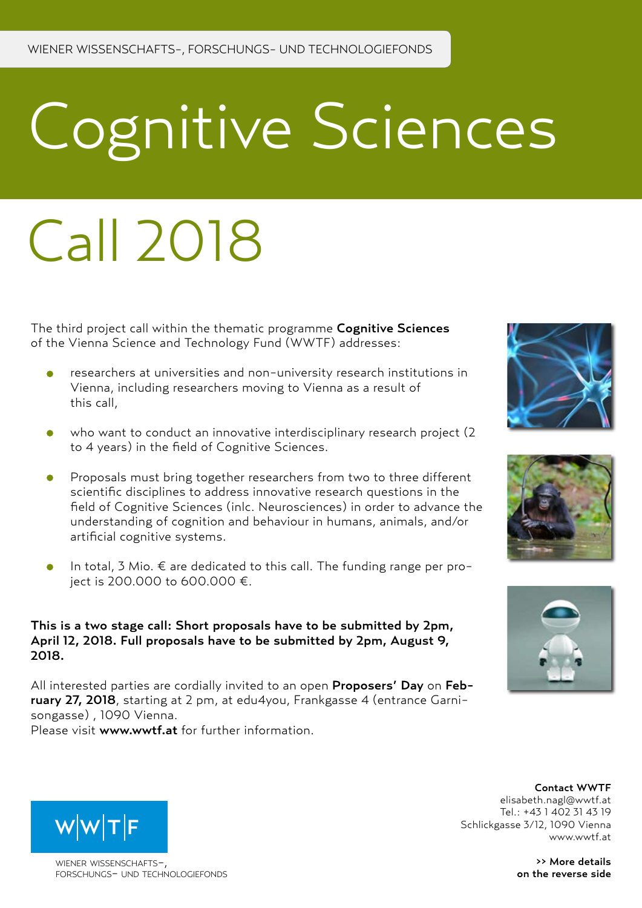WIENER WISSENSCHAFTS-, FORSCHUNGS- UND TECHNOLOGIEFONDS

# Cognitive Sciences

# Call 2018

The third project call within the thematic programme **Cognitive Sciences** of the Vienna Science and Technology Fund (WWTF) addresses:

- researchers at universities and non-university research institutions in Vienna, including researchers moving to Vienna as a result of this call,
- who want to conduct an innovative interdisciplinary research project (2 to 4 years) in the field of Cognitive Sciences.
- Proposals must bring together researchers from two to three different scientific disciplines to address innovative research questions in the field of Cognitive Sciences (inlc. Neurosciences) in order to advance the understanding of cognition and behaviour in humans, animals, and/or artificial cognitive systems.
- In total, 3 Mio. € are dedicated to this call. The funding range per project is 200.000 to 600.000 €.

**This is a two stage call: Short proposals have to be submitted by 2pm, April 12, 2018. Full proposals have to be submitted by 2pm, August 9, 2018.**

All interested parties are cordially invited to an open **Proposers' Day** on **February 27, 2018**, starting at 2 pm, at edu4you, Frankgasse 4 (entrance Garnisongasse) , 1090 Vienna.
Please visit **www.wwtf.at** for further information.

W|W|T|F

WIENER WISSENSCHAFTS-, FORSCHUNGS- UND TECHNOLOGIEFONDS

**Contact WWTF**
elisabeth.nagl@wwtf.at
Tel.: +43 1 402 31 43 19
Schlickgasse 3/12, 1090 Vienna
www.wwtf.at

**>> More details on the reverse side**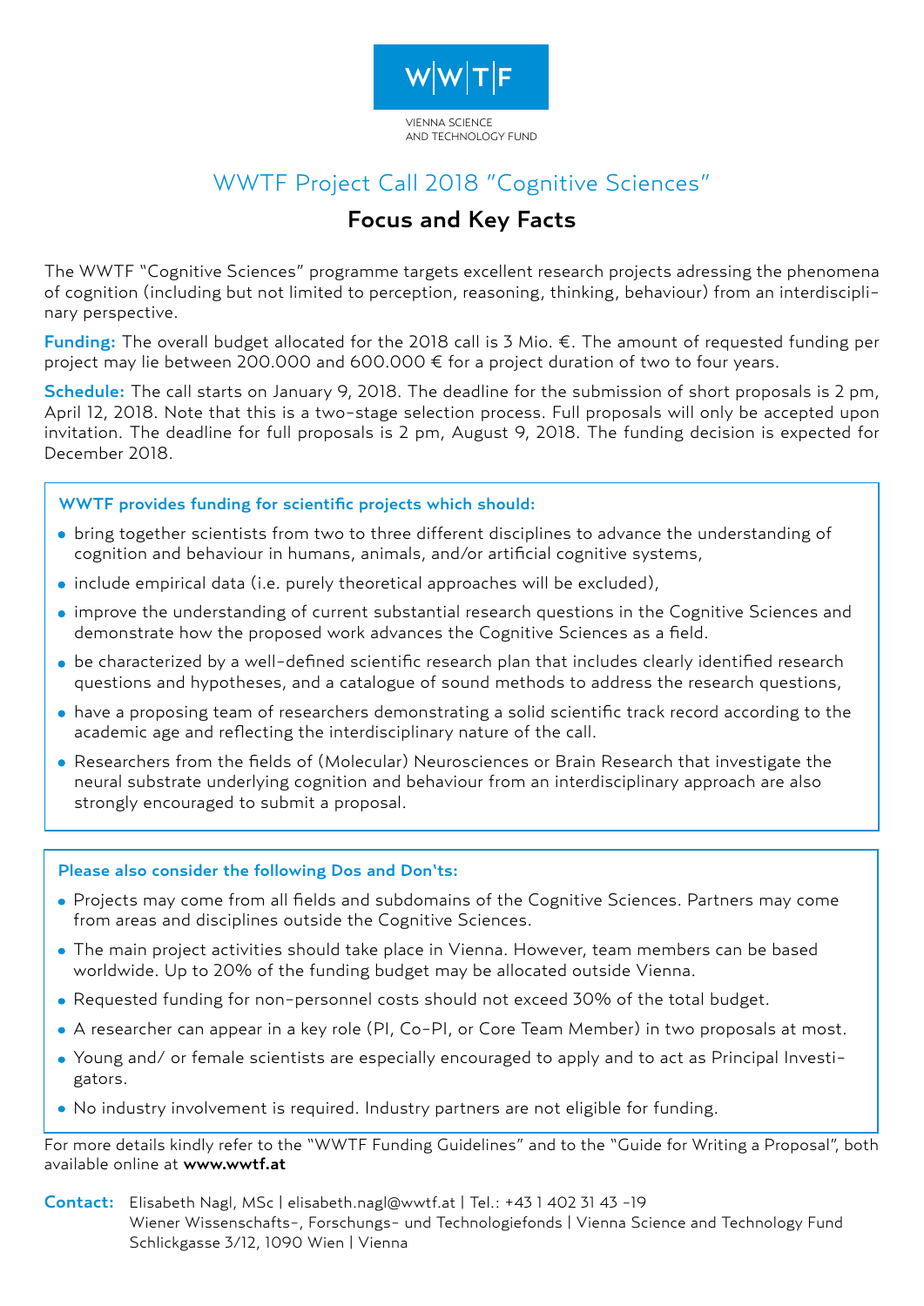W|W|T|F

VIENNA SCIENCE AND TECHNOLOGY FUND

## WWTF Project Call 2018 "Cognitive Sciences"

# Focus and Key Facts

The WWTF "Cognitive Sciences" programme targets excellent research projects adressing the phenomena of cognition (including but not limited to perception, reasoning, thinking, behaviour) from an interdisciplinary perspective.

**Funding:** The overall budget allocated for the 2018 call is 3 Mio. €. The amount of requested funding per project may lie between 200.000 and 600.000 € for a project duration of two to four years.

**Schedule:** The call starts on January 9, 2018. The deadline for the submission of short proposals is 2 pm, April 12, 2018. Note that this is a two-stage selection process. Full proposals will only be accepted upon invitation. The deadline for full proposals is 2 pm, August 9, 2018. The funding decision is expected for December 2018.

**WWTF provides funding for scientific projects which should:**

- bring together scientists from two to three different disciplines to advance the understanding of cognition and behaviour in humans, animals, and/or artificial cognitive systems,
- include empirical data (i.e. purely theoretical approaches will be excluded),
- improve the understanding of current substantial research questions in the Cognitive Sciences and demonstrate how the proposed work advances the Cognitive Sciences as a field.
- be characterized by a well-defined scientific research plan that includes clearly identified research questions and hypotheses, and a catalogue of sound methods to address the research questions,
- have a proposing team of researchers demonstrating a solid scientific track record according to the academic age and reflecting the interdisciplinary nature of the call.
- Researchers from the fields of (Molecular) Neurosciences or Brain Research that investigate the neural substrate underlying cognition and behaviour from an interdisciplinary approach are also strongly encouraged to submit a proposal.

**Please also consider the following Dos and Don'ts:**

- Projects may come from all fields and subdomains of the Cognitive Sciences. Partners may come from areas and disciplines outside the Cognitive Sciences.
- The main project activities should take place in Vienna. However, team members can be based worldwide. Up to 20% of the funding budget may be allocated outside Vienna.
- Requested funding for non-personnel costs should not exceed 30% of the total budget.
- A researcher can appear in a key role (PI, Co-PI, or Core Team Member) in two proposals at most.
- Young and/ or female scientists are especially encouraged to apply and to act as Principal Investigators.
- No industry involvement is required. Industry partners are not eligible for funding.

For more details kindly refer to the "WWTF Funding Guidelines" and to the "Guide for Writing a Proposal", both available online at **www.wwtf.at**

**Contact:** Elisabeth Nagl, MSc | elisabeth.nagl@wwtf.at | Tel.: +43 1 402 31 43 -19
Wiener Wissenschafts-, Forschungs- und Technologiefonds | Vienna Science and Technology Fund
Schlickgasse 3/12, 1090 Wien | Vienna